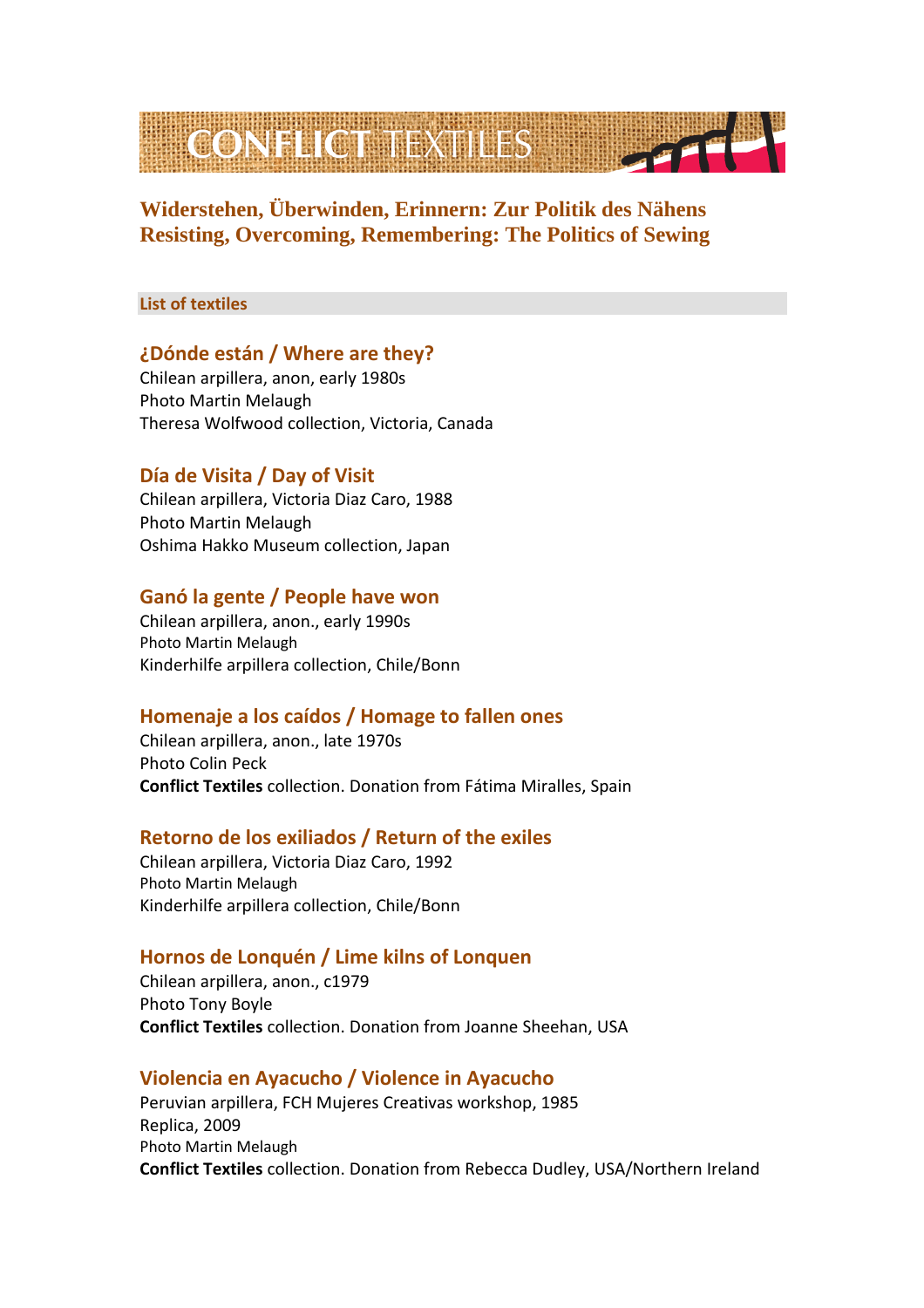# CONFLICT TEXTILES

## Widerstehen, Überwinden, Erinnern: Zur Politik des Nähens
## Resisting, Overcoming, Remembering: The Politics of Sewing

**List of textiles**

### ¿Dónde están / Where are they?
Chilean arpillera, anon, early 1980s
Photo Martin Melaugh
Theresa Wolfwood collection, Victoria, Canada

### Día de Visita / Day of Visit
Chilean arpillera, Victoria Diaz Caro, 1988
Photo Martin Melaugh
Oshima Hakko Museum collection, Japan

### Ganó la gente / People have won
Chilean arpillera, anon., early 1990s
Photo Martin Melaugh
Kinderhilfe arpillera collection, Chile/Bonn

### Homenaje a los caídos / Homage to fallen ones
Chilean arpillera, anon., late 1970s
Photo Colin Peck
**Conflict Textiles** collection. Donation from Fátima Miralles, Spain

### Retorno de los exiliados / Return of the exiles
Chilean arpillera, Victoria Diaz Caro, 1992
Photo Martin Melaugh
Kinderhilfe arpillera collection, Chile/Bonn

### Hornos de Lonquén / Lime kilns of Lonquen
Chilean arpillera, anon., c1979
Photo Tony Boyle
**Conflict Textiles** collection. Donation from Joanne Sheehan, USA

### Violencia en Ayacucho / Violence in Ayacucho
Peruvian arpillera, FCH Mujeres Creativas workshop, 1985
Replica, 2009
Photo Martin Melaugh
**Conflict Textiles** collection. Donation from Rebecca Dudley, USA/Northern Ireland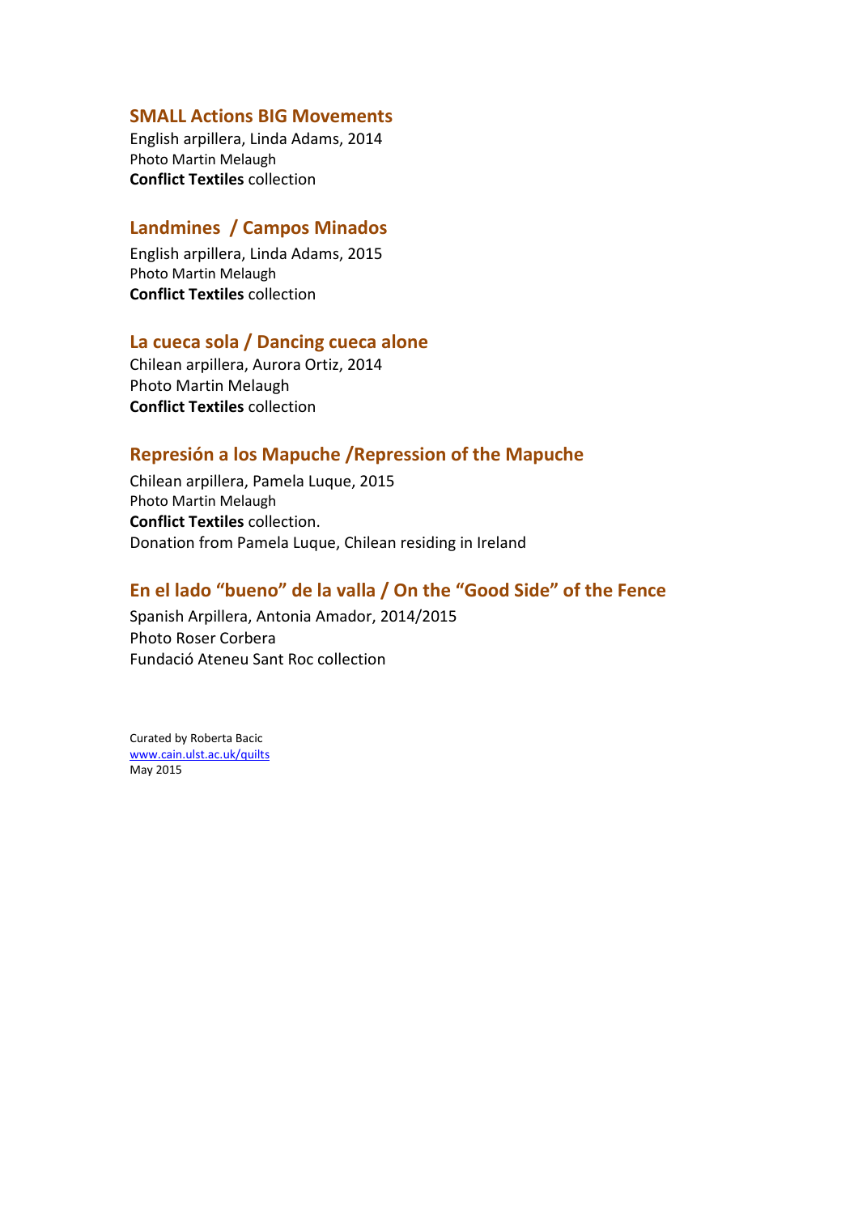## SMALL Actions BIG Movements

English arpillera, Linda Adams, 2014
Photo Martin Melaugh
**Conflict Textiles** collection

## Landmines / Campos Minados

English arpillera, Linda Adams, 2015
Photo Martin Melaugh
**Conflict Textiles** collection

## La cueca sola / Dancing cueca alone

Chilean arpillera, Aurora Ortiz, 2014
Photo Martin Melaugh
**Conflict Textiles** collection

## Represión a los Mapuche /Repression of the Mapuche

Chilean arpillera, Pamela Luque, 2015
Photo Martin Melaugh
**Conflict Textiles** collection.
Donation from Pamela Luque, Chilean residing in Ireland

## En el lado "bueno" de la valla / On the "Good Side" of the Fence

Spanish Arpillera, Antonia Amador, 2014/2015
Photo Roser Corbera
Fundació Ateneu Sant Roc collection

Curated by Roberta Bacic
[www.cain.ulst.ac.uk/quilts](http://www.cain.ulst.ac.uk/quilts)
May 2015